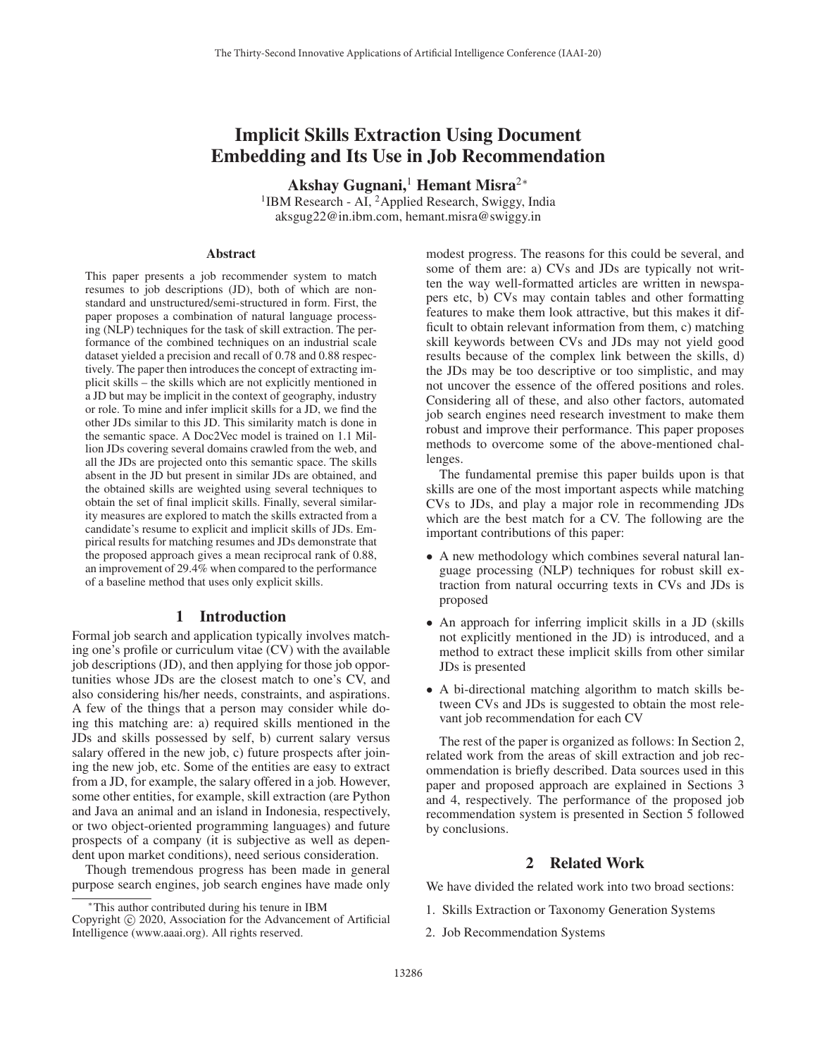# Implicit Skills Extraction Using Document Embedding and Its Use in Job Recommendation

**Akshay Gugnani,[1] Hemant Misra[2]***

[1]IBM Research - AI, [2]Applied Research, Swiggy, India
aksgug22@in.ibm.com, hemant.misra@swiggy.in

### Abstract

This paper presents a job recommender system to match resumes to job descriptions (JD), both of which are non-standard and unstructured/semi-structured in form. First, the paper proposes a combination of natural language processing (NLP) techniques for the task of skill extraction. The performance of the combined techniques on an industrial scale dataset yielded a precision and recall of 0.78 and 0.88 respectively. The paper then introduces the concept of extracting implicit skills – the skills which are not explicitly mentioned in a JD but may be implicit in the context of geography, industry or role. To mine and infer implicit skills for a JD, we find the other JDs similar to this JD. This similarity match is done in the semantic space. A Doc2Vec model is trained on 1.1 Million JDs covering several domains crawled from the web, and all the JDs are projected onto this semantic space. The skills absent in the JD but present in similar JDs are obtained, and the obtained skills are weighted using several techniques to obtain the set of final implicit skills. Finally, several similarity measures are explored to match the skills extracted from a candidate's resume to explicit and implicit skills of JDs. Empirical results for matching resumes and JDs demonstrate that the proposed approach gives a mean reciprocal rank of 0.88, an improvement of 29.4% when compared to the performance of a baseline method that uses only explicit skills.

## 1 Introduction

Formal job search and application typically involves matching one's profile or curriculum vitae (CV) with the available job descriptions (JD), and then applying for those job opportunities whose JDs are the closest match to one's CV, and also considering his/her needs, constraints, and aspirations. A few of the things that a person may consider while doing this matching are: a) required skills mentioned in the JDs and skills possessed by self, b) current salary versus salary offered in the new job, c) future prospects after joining the new job, etc. Some of the entities are easy to extract from a JD, for example, the salary offered in a job. However, some other entities, for example, skill extraction (are Python and Java an animal and an island in Indonesia, respectively, or two object-oriented programming languages) and future prospects of a company (it is subjective as well as dependent upon market conditions), need serious consideration.

Though tremendous progress has been made in general purpose search engines, job search engines have made only modest progress. The reasons for this could be several, and some of them are: a) CVs and JDs are typically not written the way well-formatted articles are written in newspapers etc, b) CVs may contain tables and other formatting features to make them look attractive, but this makes it difficult to obtain relevant information from them, c) matching skill keywords between CVs and JDs may not yield good results because of the complex link between the skills, d) the JDs may be too descriptive or too simplistic, and may not uncover the essence of the offered positions and roles. Considering all of these, and also other factors, automated job search engines need research investment to make them robust and improve their performance. This paper proposes methods to overcome some of the above-mentioned challenges.

The fundamental premise this paper builds upon is that skills are one of the most important aspects while matching CVs to JDs, and play a major role in recommending JDs which are the best match for a CV. The following are the important contributions of this paper:

- A new methodology which combines several natural language processing (NLP) techniques for robust skill extraction from natural occurring texts in CVs and JDs is proposed
- An approach for inferring implicit skills in a JD (skills not explicitly mentioned in the JD) is introduced, and a method to extract these implicit skills from other similar JDs is presented
- A bi-directional matching algorithm to match skills between CVs and JDs is suggested to obtain the most relevant job recommendation for each CV

The rest of the paper is organized as follows: In Section 2, related work from the areas of skill extraction and job recommendation is briefly described. Data sources used in this paper and proposed approach are explained in Sections 3 and 4, respectively. The performance of the proposed job recommendation system is presented in Section 5 followed by conclusions.

## 2 Related Work

We have divided the related work into two broad sections:

1. Skills Extraction or Taxonomy Generation Systems
2. Job Recommendation Systems

*This author contributed during his tenure in IBM

Copyright © 2020, Association for the Advancement of Artificial Intelligence (www.aaai.org). All rights reserved.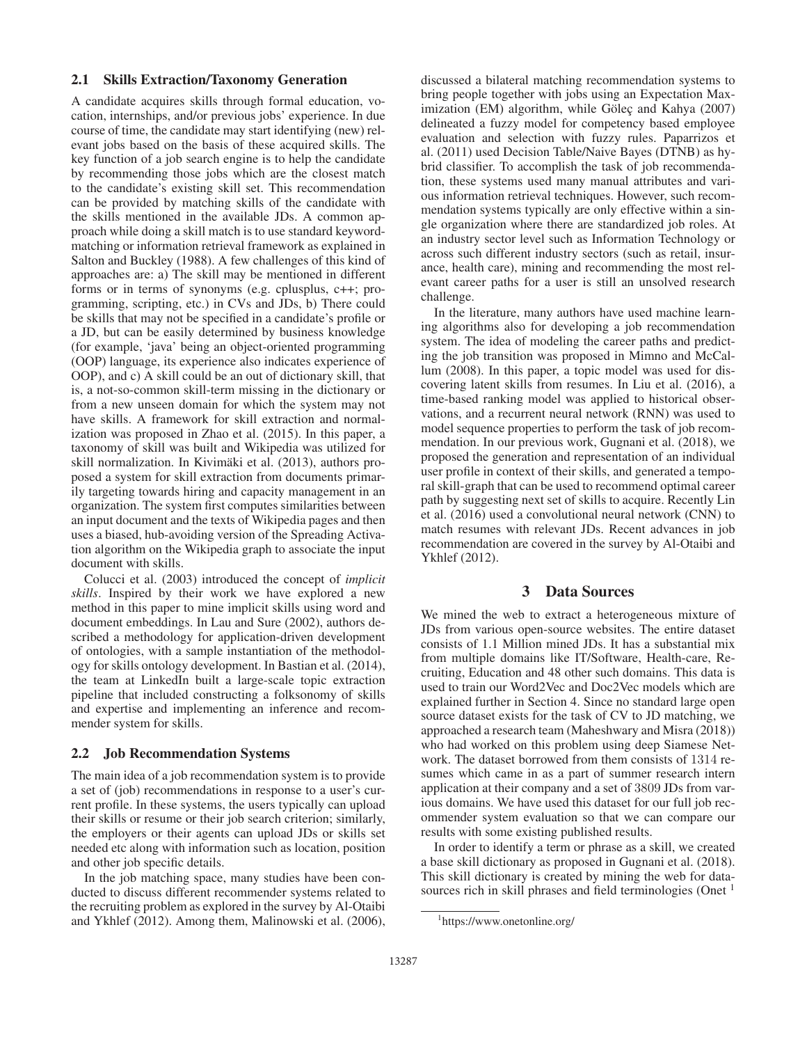### 2.1 Skills Extraction/Taxonomy Generation

A candidate acquires skills through formal education, vocation, internships, and/or previous jobs' experience. In due course of time, the candidate may start identifying (new) relevant jobs based on the basis of these acquired skills. The key function of a job search engine is to help the candidate by recommending those jobs which are the closest match to the candidate's existing skill set. This recommendation can be provided by matching skills of the candidate with the skills mentioned in the available JDs. A common approach while doing a skill match is to use standard keyword-matching or information retrieval framework as explained in Salton and Buckley (1988). A few challenges of this kind of approaches are: a) The skill may be mentioned in different forms or in terms of synonyms (e.g. cplusplus, c++; programming, scripting, etc.) in CVs and JDs, b) There could be skills that may not be specified in a candidate's profile or a JD, but can be easily determined by business knowledge (for example, 'java' being an object-oriented programming (OOP) language, its experience also indicates experience of OOP), and c) A skill could be an out of dictionary skill, that is, a not-so-common skill-term missing in the dictionary or from a new unseen domain for which the system may not have skills. A framework for skill extraction and normalization was proposed in Zhao et al. (2015). In this paper, a taxonomy of skill was built and Wikipedia was utilized for skill normalization. In Kivimäki et al. (2013), authors proposed a system for skill extraction from documents primarily targeting towards hiring and capacity management in an organization. The system first computes similarities between an input document and the texts of Wikipedia pages and then uses a biased, hub-avoiding version of the Spreading Activation algorithm on the Wikipedia graph to associate the input document with skills.

Colucci et al. (2003) introduced the concept of *implicit skills*. Inspired by their work we have explored a new method in this paper to mine implicit skills using word and document embeddings. In Lau and Sure (2002), authors described a methodology for application-driven development of ontologies, with a sample instantiation of the methodology for skills ontology development. In Bastian et al. (2014), the team at LinkedIn built a large-scale topic extraction pipeline that included constructing a folksonomy of skills and expertise and implementing an inference and recommender system for skills.

### 2.2 Job Recommendation Systems

The main idea of a job recommendation system is to provide a set of (job) recommendations in response to a user's current profile. In these systems, the users typically can upload their skills or resume or their job search criterion; similarly, the employers or their agents can upload JDs or skills set needed etc along with information such as location, position and other job specific details.

In the job matching space, many studies have been conducted to discuss different recommender systems related to the recruiting problem as explored in the survey by Al-Otaibi and Ykhlef (2012). Among them, Malinowski et al. (2006), discussed a bilateral matching recommendation systems to bring people together with jobs using an Expectation Maximization (EM) algorithm, while Göleç and Kahya (2007) delineated a fuzzy model for competency based employee evaluation and selection with fuzzy rules. Paparrizos et al. (2011) used Decision Table/Naive Bayes (DTNB) as hybrid classifier. To accomplish the task of job recommendation, these systems used many manual attributes and various information retrieval techniques. However, such recommendation systems typically are only effective within a single organization where there are standardized job roles. At an industry sector level such as Information Technology or across such different industry sectors (such as retail, insurance, health care), mining and recommending the most relevant career paths for a user is still an unsolved research challenge.

In the literature, many authors have used machine learning algorithms also for developing a job recommendation system. The idea of modeling the career paths and predicting the job transition was proposed in Mimno and McCallum (2008). In this paper, a topic model was used for discovering latent skills from resumes. In Liu et al. (2016), a time-based ranking model was applied to historical observations, and a recurrent neural network (RNN) was used to model sequence properties to perform the task of job recommendation. In our previous work, Gugnani et al. (2018), we proposed the generation and representation of an individual user profile in context of their skills, and generated a temporal skill-graph that can be used to recommend optimal career path by suggesting next set of skills to acquire. Recently Lin et al. (2016) used a convolutional neural network (CNN) to match resumes with relevant JDs. Recent advances in job recommendation are covered in the survey by Al-Otaibi and Ykhlef (2012).

## 3 Data Sources

We mined the web to extract a heterogeneous mixture of JDs from various open-source websites. The entire dataset consists of 1.1 Million mined JDs. It has a substantial mix from multiple domains like IT/Software, Health-care, Recruiting, Education and 48 other such domains. This data is used to train our Word2Vec and Doc2Vec models which are explained further in Section 4. Since no standard large open source dataset exists for the task of CV to JD matching, we approached a research team (Maheshwary and Misra (2018)) who had worked on this problem using deep Siamese Network. The dataset borrowed from them consists of 1314 resumes which came in as a part of summer research intern application at their company and a set of 3809 JDs from various domains. We have used this dataset for our full job recommender system evaluation so that we can compare our results with some existing published results.

In order to identify a term or phrase as a skill, we created a base skill dictionary as proposed in Gugnani et al. (2018). This skill dictionary is created by mining the web for datasources rich in skill phrases and field terminologies (Onet [1]

[1]https://www.onetonline.org/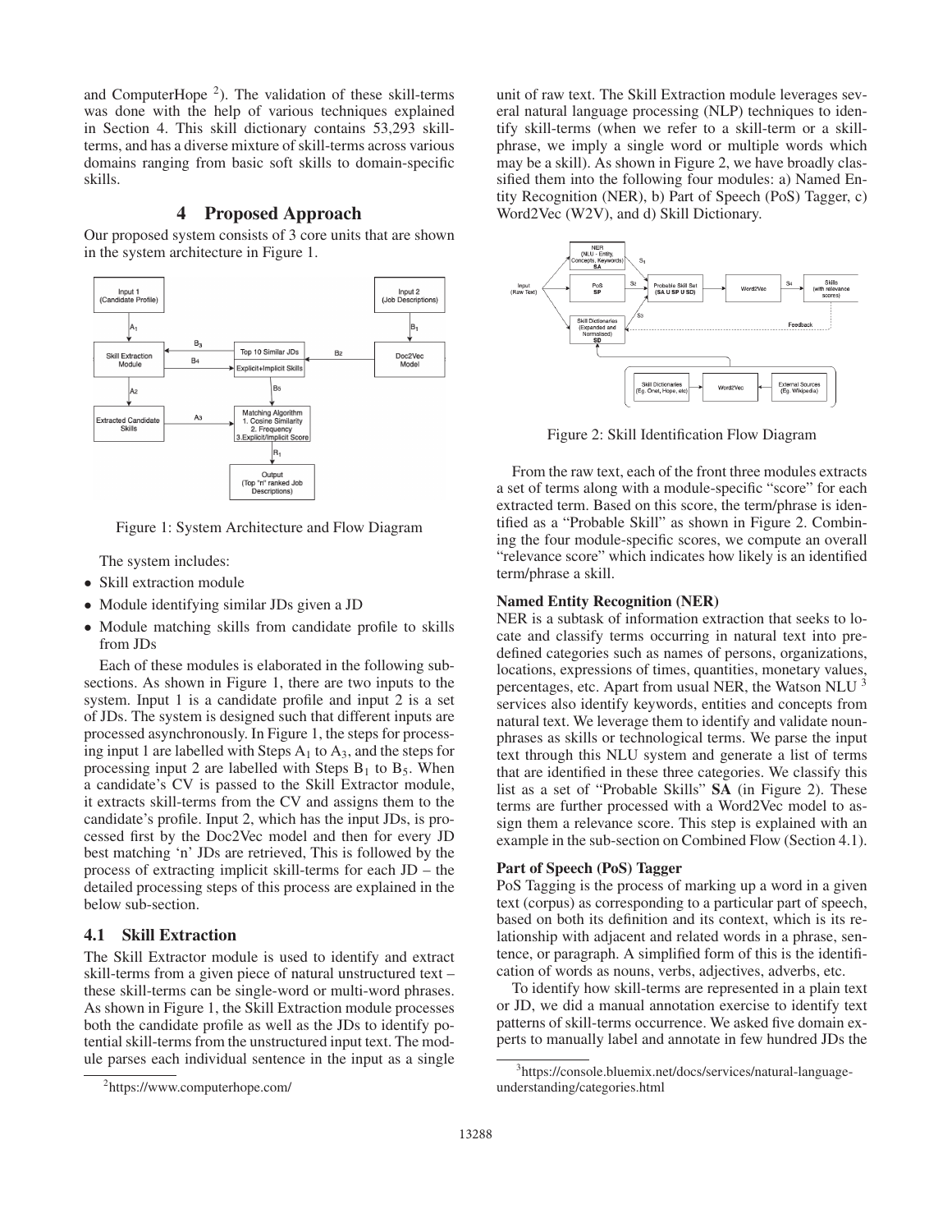and ComputerHope [2]). The validation of these skill-terms was done with the help of various techniques explained in Section 4. This skill dictionary contains 53,293 skill-terms, and has a diverse mixture of skill-terms across various domains ranging from basic soft skills to domain-specific skills.

## 4 Proposed Approach

Our proposed system consists of 3 core units that are shown in the system architecture in Figure 1.

Figure 1: System Architecture and Flow Diagram

The system includes:

- Skill extraction module
- Module identifying similar JDs given a JD
- Module matching skills from candidate profile to skills from JDs

Each of these modules is elaborated in the following sub-sections. As shown in Figure 1, there are two inputs to the system. Input 1 is a candidate profile and input 2 is a set of JDs. The system is designed such that different inputs are processed asynchronously. In Figure 1, the steps for processing input 1 are labelled with Steps $A_1$ to $A_3$, and the steps for processing input 2 are labelled with Steps $B_1$ to $B_5$. When a candidate's CV is passed to the Skill Extractor module, it extracts skill-terms from the CV and assigns them to the candidate's profile. Input 2, which has the input JDs, is processed first by the Doc2Vec model and then for every JD best matching 'n' JDs are retrieved, This is followed by the process of extracting implicit skill-terms for each JD – the detailed processing steps of this process are explained in the below sub-section.

### 4.1 Skill Extraction

The Skill Extractor module is used to identify and extract skill-terms from a given piece of natural unstructured text – these skill-terms can be single-word or multi-word phrases. As shown in Figure 1, the Skill Extraction module processes both the candidate profile as well as the JDs to identify potential skill-terms from the unstructured input text. The module parses each individual sentence in the input as a single unit of raw text. The Skill Extraction module leverages several natural language processing (NLP) techniques to identify skill-terms (when we refer to a skill-term or a skill-phrase, we imply a single word or multiple words which may be a skill). As shown in Figure 2, we have broadly classified them into the following four modules: a) Named Entity Recognition (NER), b) Part of Speech (PoS) Tagger, c) Word2Vec (W2V), and d) Skill Dictionary.

Figure 2: Skill Identification Flow Diagram

From the raw text, each of the front three modules extracts a set of terms along with a module-specific "score" for each extracted term. Based on this score, the term/phrase is identified as a "Probable Skill" as shown in Figure 2. Combining the four module-specific scores, we compute an overall "relevance score" which indicates how likely is an identified term/phrase a skill.

**Named Entity Recognition (NER)**
NER is a subtask of information extraction that seeks to locate and classify terms occurring in natural text into predefined categories such as names of persons, organizations, locations, expressions of times, quantities, monetary values, percentages, etc. Apart from usual NER, the Watson NLU [3] services also identify keywords, entities and concepts from natural text. We leverage them to identify and validate noun-phrases as skills or technological terms. We parse the input text through this NLU system and generate a list of terms that are identified in these three categories. We classify this list as a set of "Probable Skills" **SA** (in Figure 2). These terms are further processed with a Word2Vec model to assign them a relevance score. This step is explained with an example in the sub-section on Combined Flow (Section 4.1).

**Part of Speech (PoS) Tagger**
PoS Tagging is the process of marking up a word in a given text (corpus) as corresponding to a particular part of speech, based on both its definition and its context, which is its relationship with adjacent and related words in a phrase, sentence, or paragraph. A simplified form of this is the identification of words as nouns, verbs, adjectives, adverbs, etc.

To identify how skill-terms are represented in a plain text or JD, we did a manual annotation exercise to identify text patterns of skill-terms occurrence. We asked five domain experts to manually label and annotate in few hundred JDs the

[2] https://www.computerhope.com/

[3] https://console.bluemix.net/docs/services/natural-language-understanding/categories.html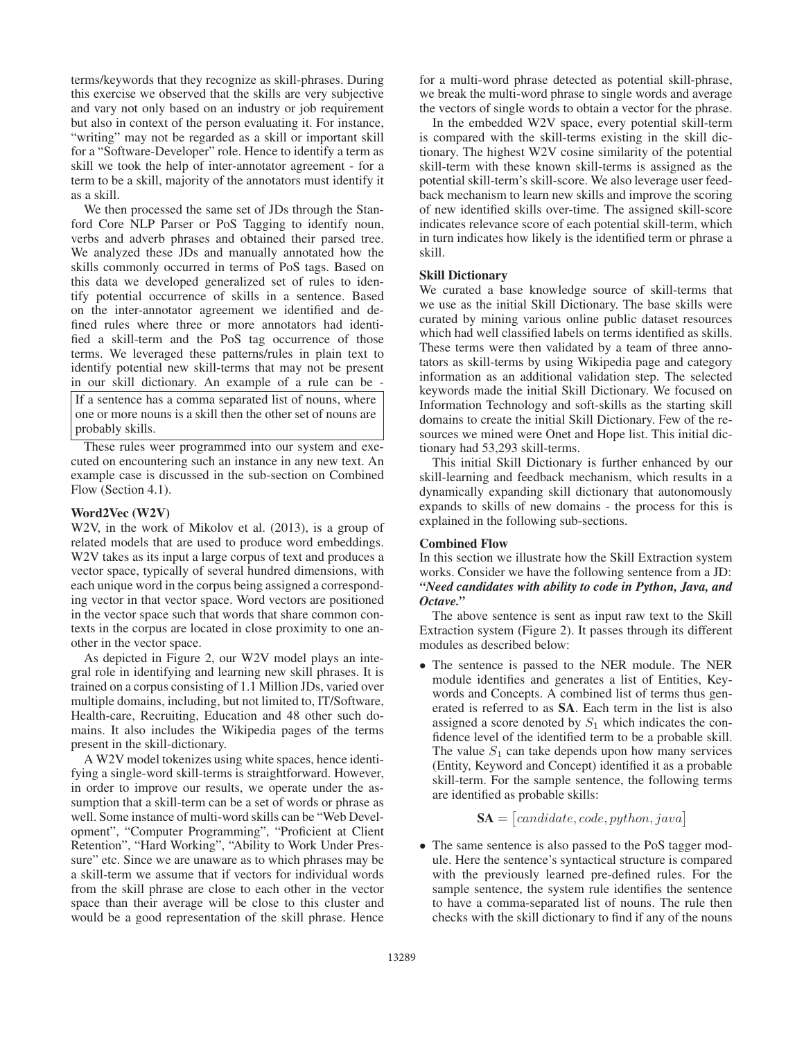terms/keywords that they recognize as skill-phrases. During this exercise we observed that the skills are very subjective and vary not only based on an industry or job requirement but also in context of the person evaluating it. For instance, "writing" may not be regarded as a skill or important skill for a "Software-Developer" role. Hence to identify a term as skill we took the help of inter-annotator agreement - for a term to be a skill, majority of the annotators must identify it as a skill.

We then processed the same set of JDs through the Stanford Core NLP Parser or PoS Tagging to identify noun, verbs and adverb phrases and obtained their parsed tree. We analyzed these JDs and manually annotated how the skills commonly occurred in terms of PoS tags. Based on this data we developed generalized set of rules to identify potential occurrence of skills in a sentence. Based on the inter-annotator agreement we identified and defined rules where three or more annotators had identified a skill-term and the PoS tag occurrence of those terms. We leveraged these patterns/rules in plain text to identify potential new skill-terms that may not be present in our skill dictionary. An example of a rule can be -

> If a sentence has a comma separated list of nouns, where one or more nouns is a skill then the other set of nouns are probably skills.

These rules weer programmed into our system and executed on encountering such an instance in any new text. An example case is discussed in the sub-section on Combined Flow (Section 4.1).

**Word2Vec (W2V)**

W2V, in the work of Mikolov et al. (2013), is a group of related models that are used to produce word embeddings. W2V takes as its input a large corpus of text and produces a vector space, typically of several hundred dimensions, with each unique word in the corpus being assigned a corresponding vector in that vector space. Word vectors are positioned in the vector space such that words that share common contexts in the corpus are located in close proximity to one another in the vector space.

As depicted in Figure 2, our W2V model plays an integral role in identifying and learning new skill phrases. It is trained on a corpus consisting of 1.1 Million JDs, varied over multiple domains, including, but not limited to, IT/Software, Health-care, Recruiting, Education and 48 other such domains. It also includes the Wikipedia pages of the terms present in the skill-dictionary.

A W2V model tokenizes using white spaces, hence identifying a single-word skill-terms is straightforward. However, in order to improve our results, we operate under the assumption that a skill-term can be a set of words or phrase as well. Some instance of multi-word skills can be "Web Development", "Computer Programming", "Proficient at Client Retention", "Hard Working", "Ability to Work Under Pressure" etc. Since we are unaware as to which phrases may be a skill-term we assume that if vectors for individual words from the skill phrase are close to each other in the vector space than their average will be close to this cluster and would be a good representation of the skill phrase. Hence for a multi-word phrase detected as potential skill-phrase, we break the multi-word phrase to single words and average the vectors of single words to obtain a vector for the phrase.

In the embedded W2V space, every potential skill-term is compared with the skill-terms existing in the skill dictionary. The highest W2V cosine similarity of the potential skill-term with these known skill-terms is assigned as the potential skill-term's skill-score. We also leverage user feedback mechanism to learn new skills and improve the scoring of new identified skills over-time. The assigned skill-score indicates relevance score of each potential skill-term, which in turn indicates how likely is the identified term or phrase a skill.

**Skill Dictionary**

We curated a base knowledge source of skill-terms that we use as the initial Skill Dictionary. The base skills were curated by mining various online public dataset resources which had well classified labels on terms identified as skills. These terms were then validated by a team of three annotators as skill-terms by using Wikipedia page and category information as an additional validation step. The selected keywords made the initial Skill Dictionary. We focused on Information Technology and soft-skills as the starting skill domains to create the initial Skill Dictionary. Few of the resources we mined were Onet and Hope list. This initial dictionary had 53,293 skill-terms.

This initial Skill Dictionary is further enhanced by our skill-learning and feedback mechanism, which results in a dynamically expanding skill dictionary that autonomously expands to skills of new domains - the process for this is explained in the following sub-sections.

**Combined Flow**

In this section we illustrate how the Skill Extraction system works. Consider we have the following sentence from a JD: ***"Need candidates with ability to code in Python, Java, and Octave."***

The above sentence is sent as input raw text to the Skill Extraction system (Figure 2). It passes through its different modules as described below:

- The sentence is passed to the NER module. The NER module identifies and generates a list of Entities, Keywords and Concepts. A combined list of terms thus generated is referred to as **SA**. Each term in the list is also assigned a score denoted by $S_1$ which indicates the confidence level of the identified term to be a probable skill. The value $S_1$ can take depends upon how many services (Entity, Keyword and Concept) identified it as a probable skill-term. For the sample sentence, the following terms are identified as probable skills:

$$\mathbf{SA} = \left[candidate, code, python, java\right]$$

- The same sentence is also passed to the PoS tagger module. Here the sentence's syntactical structure is compared with the previously learned pre-defined rules. For the sample sentence, the system rule identifies the sentence to have a comma-separated list of nouns. The rule then checks with the skill dictionary to find if any of the nouns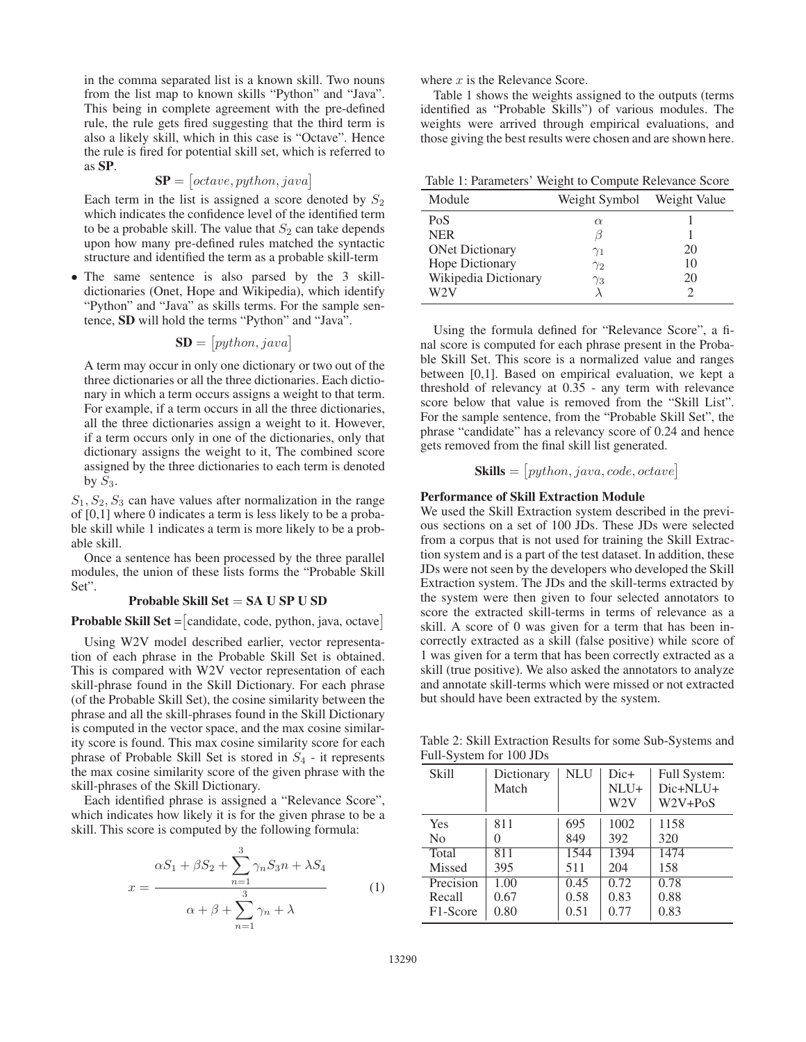in the comma separated list is a known skill. Two nouns from the list map to known skills "Python" and "Java". This being in complete agreement with the pre-defined rule, the rule gets fired suggesting that the third term is also a likely skill, which in this case is "Octave". Hence the rule is fired for potential skill set, which is referred to as **SP**.

$$\mathbf{SP} = \left[octave, python, java\right]$$

Each term in the list is assigned a score denoted by $S_2$ which indicates the confidence level of the identified term to be a probable skill. The value that $S_2$ can take depends upon how many pre-defined rules matched the syntactic structure and identified the term as a probable skill-term

- The same sentence is also parsed by the 3 skill-dictionaries (Onet, Hope and Wikipedia), which identify "Python" and "Java" as skills terms. For the sample sentence, **SD** will hold the terms "Python" and "Java".

$$\mathbf{SD} = \left[python, java\right]$$

A term may occur in only one dictionary or two out of the three dictionaries or all the three dictionaries. Each dictionary in which a term occurs assigns a weight to that term. For example, if a term occurs in all the three dictionaries, all the three dictionaries assign a weight to it. However, if a term occurs only in one of the dictionaries, only that dictionary assigns the weight to it, The combined score assigned by the three dictionaries to each term is denoted by $S_3$.

$S_1, S_2, S_3$ can have values after normalization in the range of [0,1] where 0 indicates a term is less likely to be a probable skill while 1 indicates a term is more likely to be a probable skill.

Once a sentence has been processed by the three parallel modules, the union of these lists forms the "Probable Skill Set".

**Probable Skill Set = SA U SP U SD**

**Probable Skill Set =**[candidate, code, python, java, octave]

Using W2V model described earlier, vector representation of each phrase in the Probable Skill Set is obtained. This is compared with W2V vector representation of each skill-phrase found in the Skill Dictionary. For each phrase (of the Probable Skill Set), the cosine similarity between the phrase and all the skill-phrases found in the Skill Dictionary is computed in the vector space, and the max cosine similarity score is found. This max cosine similarity score for each phrase of Probable Skill Set is stored in $S_4$ - it represents the max cosine similarity score of the given phrase with the skill-phrases of the Skill Dictionary.

Each identified phrase is assigned a "Relevance Score", which indicates how likely it is for the given phrase to be a skill. This score is computed by the following formula:

$$x = \frac{\alpha S_1 + \beta S_2 + \sum_{n=1}^{3} \gamma_n S_3 n + \lambda S_4}{\alpha + \beta + \sum_{n=1}^{3} \gamma_n + \lambda} \tag{1}$$

where $x$ is the Relevance Score.

Table 1 shows the weights assigned to the outputs (terms identified as "Probable Skills") of various modules. The weights were arrived through empirical evaluations, and those giving the best results were chosen and are shown here.

Table 1: Parameters' Weight to Compute Relevance Score

| Module | Weight Symbol | Weight Value |
|---|---|---|
| PoS | $\alpha$ | 1 |
| NER | $\beta$ | 1 |
| ONet Dictionary | $\gamma_1$ | 20 |
| Hope Dictionary | $\gamma_2$ | 10 |
| Wikipedia Dictionary | $\gamma_3$ | 20 |
| W2V | $\lambda$ | 2 |

Using the formula defined for "Relevance Score", a final score is computed for each phrase present in the Probable Skill Set. This score is a normalized value and ranges between [0,1]. Based on empirical evaluation, we kept a threshold of relevancy at 0.35 - any term with relevance score below that value is removed from the "Skill List". For the sample sentence, from the "Probable Skill Set", the phrase "candidate" has a relevancy score of 0.24 and hence gets removed from the final skill list generated.

$$\mathbf{Skills} = \left[python, java, code, octave\right]$$

**Performance of Skill Extraction Module**

We used the Skill Extraction system described in the previous sections on a set of 100 JDs. These JDs were selected from a corpus that is not used for training the Skill Extraction system and is a part of the test dataset. In addition, these JDs were not seen by the developers who developed the Skill Extraction system. The JDs and the skill-terms extracted by the system were then given to four selected annotators to score the extracted skill-terms in terms of relevance as a skill. A score of 0 was given for a term that has been incorrectly extracted as a skill (false positive) while score of 1 was given for a term that has been correctly extracted as a skill (true positive). We also asked the annotators to analyze and annotate skill-terms which were missed or not extracted but should have been extracted by the system.

Table 2: Skill Extraction Results for some Sub-Systems and Full-System for 100 JDs

| Skill | Dictionary Match | NLU | Dic+ NLU+ W2V | Full System: Dic+NLU+ W2V+PoS |
|---|---|---|---|---|
| Yes | 811 | 695 | 1002 | 1158 |
| No | 0 | 849 | 392 | 320 |
| Total | 811 | 1544 | 1394 | 1474 |
| Missed | 395 | 511 | 204 | 158 |
| Precision | 1.00 | 0.45 | 0.72 | 0.78 |
| Recall | 0.67 | 0.58 | 0.83 | 0.88 |
| F1-Score | 0.80 | 0.51 | 0.77 | 0.83 |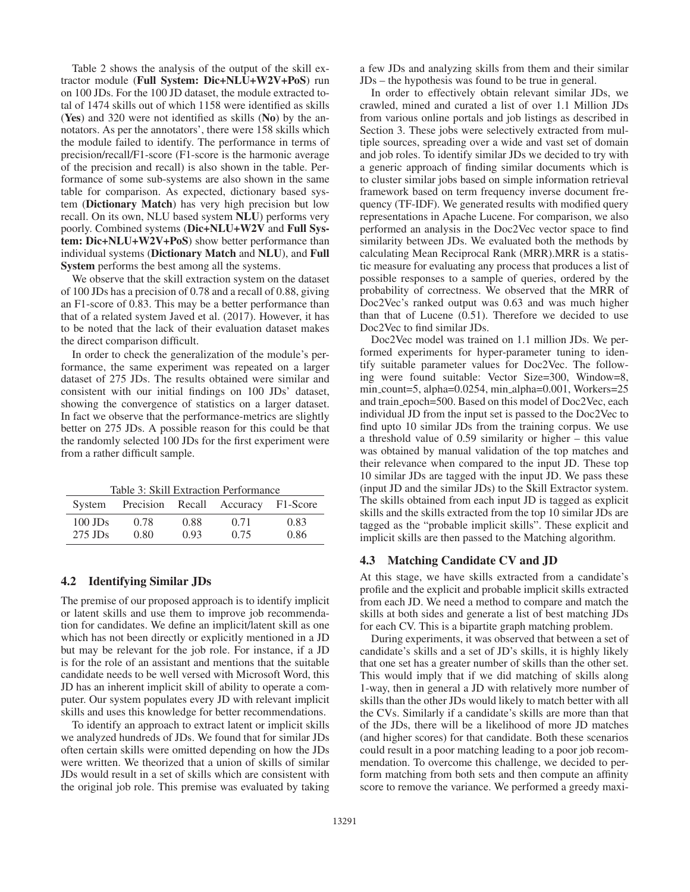Table 2 shows the analysis of the output of the skill extractor module (**Full System: Dic+NLU+W2V+PoS**) run on 100 JDs. For the 100 JD dataset, the module extracted total of 1474 skills out of which 1158 were identified as skills (**Yes**) and 320 were not identified as skills (**No**) by the annotators. As per the annotators', there were 158 skills which the module failed to identify. The performance in terms of precision/recall/F1-score (F1-score is the harmonic average of the precision and recall) is also shown in the table. Performance of some sub-systems are also shown in the same table for comparison. As expected, dictionary based system (**Dictionary Match**) has very high precision but low recall. On its own, NLU based system **NLU**) performs very poorly. Combined systems (**Dic+NLU+W2V** and **Full System: Dic+NLU+W2V+PoS**) show better performance than individual systems (**Dictionary Match** and **NLU**), and **Full System** performs the best among all the systems.

We observe that the skill extraction system on the dataset of 100 JDs has a precision of 0.78 and a recall of 0.88, giving an F1-score of 0.83. This may be a better performance than that of a related system Javed et al. (2017). However, it has to be noted that the lack of their evaluation dataset makes the direct comparison difficult.

In order to check the generalization of the module's performance, the same experiment was repeated on a larger dataset of 275 JDs. The results obtained were similar and consistent with our initial findings on 100 JDs' dataset, showing the convergence of statistics on a larger dataset. In fact we observe that the performance-metrics are slightly better on 275 JDs. A possible reason for this could be that the randomly selected 100 JDs for the first experiment were from a rather difficult sample.

Table 3: Skill Extraction Performance

| System | Precision | Recall | Accuracy | F1-Score |
|---|---|---|---|---|
| 100 JDs | 0.78 | 0.88 | 0.71 | 0.83 |
| 275 JDs | 0.80 | 0.93 | 0.75 | 0.86 |

## 4.2 Identifying Similar JDs

The premise of our proposed approach is to identify implicit or latent skills and use them to improve job recommendation for candidates. We define an implicit/latent skill as one which has not been directly or explicitly mentioned in a JD but may be relevant for the job role. For instance, if a JD is for the role of an assistant and mentions that the suitable candidate needs to be well versed with Microsoft Word, this JD has an inherent implicit skill of ability to operate a computer. Our system populates every JD with relevant implicit skills and uses this knowledge for better recommendations.

To identify an approach to extract latent or implicit skills we analyzed hundreds of JDs. We found that for similar JDs often certain skills were omitted depending on how the JDs were written. We theorized that a union of skills of similar JDs would result in a set of skills which are consistent with the original job role. This premise was evaluated by taking a few JDs and analyzing skills from them and their similar JDs – the hypothesis was found to be true in general.

In order to effectively obtain relevant similar JDs, we crawled, mined and curated a list of over 1.1 Million JDs from various online portals and job listings as described in Section 3. These jobs were selectively extracted from multiple sources, spreading over a wide and vast set of domain and job roles. To identify similar JDs we decided to try with a generic approach of finding similar documents which is to cluster similar jobs based on simple information retrieval framework based on term frequency inverse document frequency (TF-IDF). We generated results with modified query representations in Apache Lucene. For comparison, we also performed an analysis in the Doc2Vec vector space to find similarity between JDs. We evaluated both the methods by calculating Mean Reciprocal Rank (MRR).MRR is a statistic measure for evaluating any process that produces a list of possible responses to a sample of queries, ordered by the probability of correctness. We observed that the MRR of Doc2Vec's ranked output was 0.63 and was much higher than that of Lucene (0.51). Therefore we decided to use Doc2Vec to find similar JDs.

Doc2Vec model was trained on 1.1 million JDs. We performed experiments for hyper-parameter tuning to identify suitable parameter values for Doc2Vec. The following were found suitable: Vector Size=300, Window=8, min_count=5, alpha=0.0254, min_alpha=0.001, Workers=25 and train_epoch=500. Based on this model of Doc2Vec, each individual JD from the input set is passed to the Doc2Vec to find upto 10 similar JDs from the training corpus. We use a threshold value of 0.59 similarity or higher – this value was obtained by manual validation of the top matches and their relevance when compared to the input JD. These top 10 similar JDs are tagged with the input JD. We pass these (input JD and the similar JDs) to the Skill Extractor system. The skills obtained from each input JD is tagged as explicit skills and the skills extracted from the top 10 similar JDs are tagged as the "probable implicit skills". These explicit and implicit skills are then passed to the Matching algorithm.

## 4.3 Matching Candidate CV and JD

At this stage, we have skills extracted from a candidate's profile and the explicit and probable implicit skills extracted from each JD. We need a method to compare and match the skills at both sides and generate a list of best matching JDs for each CV. This is a bipartite graph matching problem.

During experiments, it was observed that between a set of candidate's skills and a set of JD's skills, it is highly likely that one set has a greater number of skills than the other set. This would imply that if we did matching of skills along 1-way, then in general a JD with relatively more number of skills than the other JDs would likely to match better with all the CVs. Similarly if a candidate's skills are more than that of the JDs, there will be a likelihood of more JD matches (and higher scores) for that candidate. Both these scenarios could result in a poor matching leading to a poor job recommendation. To overcome this challenge, we decided to perform matching from both sets and then compute an affinity score to remove the variance. We performed a greedy maxi-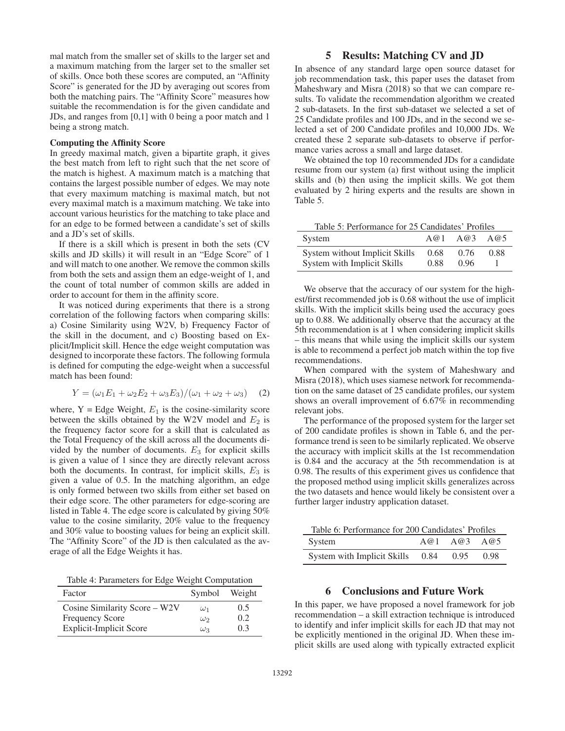mal match from the smaller set of skills to the larger set and a maximum matching from the larger set to the smaller set of skills. Once both these scores are computed, an "Affinity Score" is generated for the JD by averaging out scores from both the matching pairs. The "Affinity Score" measures how suitable the recommendation is for the given candidate and JDs, and ranges from [0,1] with 0 being a poor match and 1 being a strong match.

**Computing the Affinity Score**

In greedy maximal match, given a bipartite graph, it gives the best match from left to right such that the net score of the match is highest. A maximum match is a matching that contains the largest possible number of edges. We may note that every maximum matching is maximal match, but not every maximal match is a maximum matching. We take into account various heuristics for the matching to take place and for an edge to be formed between a candidate's set of skills and a JD's set of skills.

If there is a skill which is present in both the sets (CV skills and JD skills) it will result in an "Edge Score" of 1 and will match to one another. We remove the common skills from both the sets and assign them an edge-weight of 1, and the count of total number of common skills are added in order to account for them in the affinity score.

It was noticed during experiments that there is a strong correlation of the following factors when comparing skills: a) Cosine Similarity using W2V, b) Frequency Factor of the skill in the document, and c) Boosting based on Explicit/Implicit skill. Hence the edge weight computation was designed to incorporate these factors. The following formula is defined for computing the edge-weight when a successful match has been found:

$$Y = (\omega_1 E_1 + \omega_2 E_2 + \omega_3 E_3)/(\omega_1 + \omega_2 + \omega_3) \quad (2)$$

where, Y = Edge Weight, $E_1$ is the cosine-similarity score between the skills obtained by the W2V model and $E_2$ is the frequency factor score for a skill that is calculated as the Total Frequency of the skill across all the documents divided by the number of documents. $E_3$ for explicit skills is given a value of 1 since they are directly relevant across both the documents. In contrast, for implicit skills, $E_3$ is given a value of 0.5. In the matching algorithm, an edge is only formed between two skills from either set based on their edge score. The other parameters for edge-scoring are listed in Table 4. The edge score is calculated by giving 50% value to the cosine similarity, 20% value to the frequency and 30% value to boosting values for being an explicit skill. The "Affinity Score" of the JD is then calculated as the average of all the Edge Weights it has.

Table 4: Parameters for Edge Weight Computation

| Factor | Symbol | Weight |
|---|---|---|
| Cosine Similarity Score – W2V | $\omega_1$ | 0.5 |
| Frequency Score | $\omega_2$ | 0.2 |
| Explicit-Implicit Score | $\omega_3$ | 0.3 |

## 5 Results: Matching CV and JD

In absence of any standard large open source dataset for job recommendation task, this paper uses the dataset from Maheshwary and Misra (2018) so that we can compare results. To validate the recommendation algorithm we created 2 sub-datasets. In the first sub-dataset we selected a set of 25 Candidate profiles and 100 JDs, and in the second we selected a set of 200 Candidate profiles and 10,000 JDs. We created these 2 separate sub-datasets to observe if performance varies across a small and large dataset.

We obtained the top 10 recommended JDs for a candidate resume from our system (a) first without using the implicit skills and (b) then using the implicit skills. We got them evaluated by 2 hiring experts and the results are shown in Table 5.

Table 5: Performance for 25 Candidates' Profiles

| System | A@1 | A@3 | A@5 |
|---|---|---|---|
| System without Implicit Skills | 0.68 | 0.76 | 0.88 |
| System with Implicit Skills | 0.88 | 0.96 | 1 |

We observe that the accuracy of our system for the highest/first recommended job is 0.68 without the use of implicit skills. With the implicit skills being used the accuracy goes up to 0.88. We additionally observe that the accuracy at the 5th recommendation is at 1 when considering implicit skills – this means that while using the implicit skills our system is able to recommend a perfect job match within the top five recommendations.

When compared with the system of Maheshwary and Misra (2018), which uses siamese network for recommendation on the same dataset of 25 candidate profiles, our system shows an overall improvement of 6.67% in recommending relevant jobs.

The performance of the proposed system for the larger set of 200 candidate profiles is shown in Table 6, and the performance trend is seen to be similarly replicated. We observe the accuracy with implicit skills at the 1st recommendation is 0.84 and the accuracy at the 5th recommendation is at 0.98. The results of this experiment gives us confidence that the proposed method using implicit skills generalizes across the two datasets and hence would likely be consistent over a further larger industry application dataset.

Table 6: Performance for 200 Candidates' Profiles

| System | A@1 | A@3 | A@5 |
|---|---|---|---|
| System with Implicit Skills | 0.84 | 0.95 | 0.98 |

## 6 Conclusions and Future Work

In this paper, we have proposed a novel framework for job recommendation – a skill extraction technique is introduced to identify and infer implicit skills for each JD that may not be explicitly mentioned in the original JD. When these implicit skills are used along with typically extracted explicit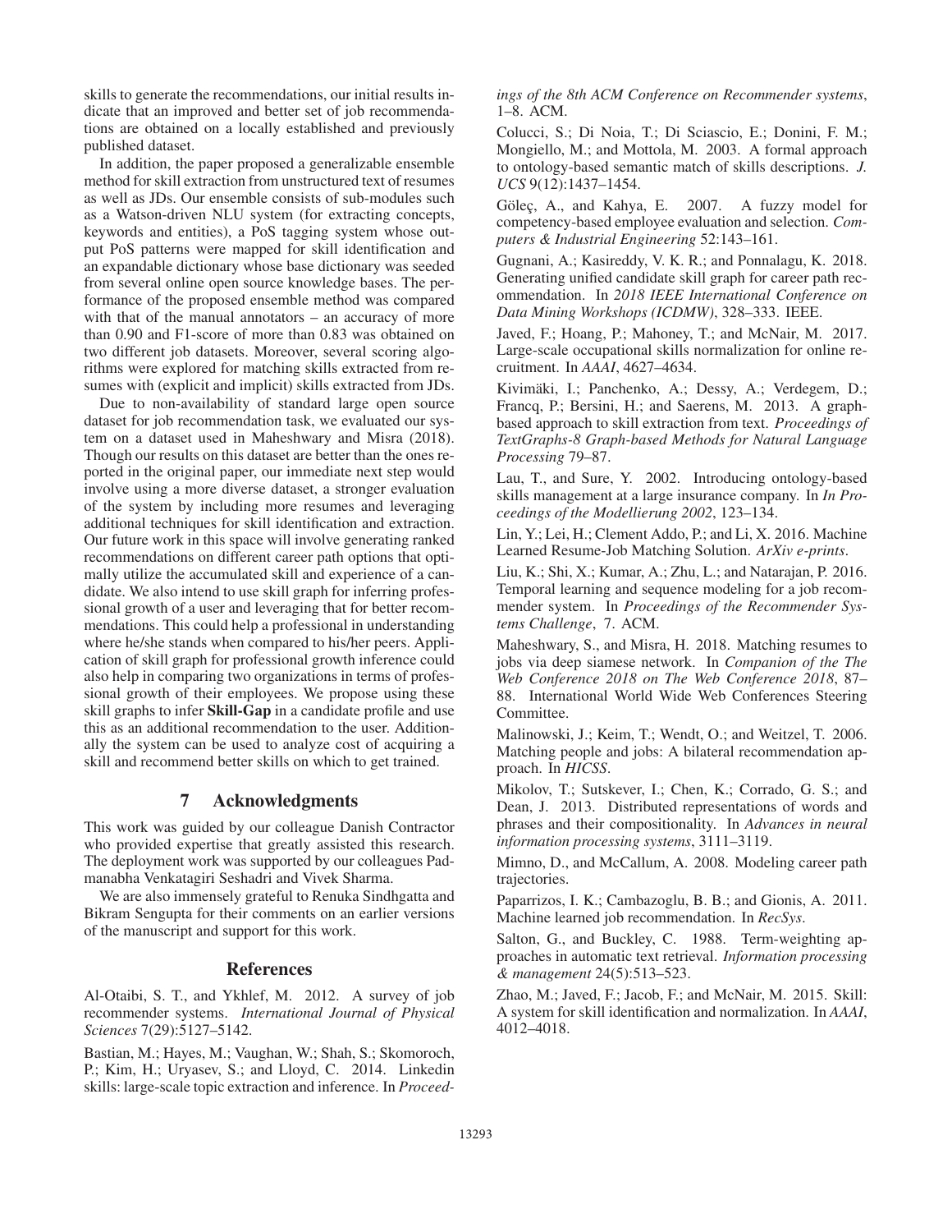skills to generate the recommendations, our initial results indicate that an improved and better set of job recommendations are obtained on a locally established and previously published dataset.

In addition, the paper proposed a generalizable ensemble method for skill extraction from unstructured text of resumes as well as JDs. Our ensemble consists of sub-modules such as a Watson-driven NLU system (for extracting concepts, keywords and entities), a PoS tagging system whose output PoS patterns were mapped for skill identification and an expandable dictionary whose base dictionary was seeded from several online open source knowledge bases. The performance of the proposed ensemble method was compared with that of the manual annotators – an accuracy of more than 0.90 and F1-score of more than 0.83 was obtained on two different job datasets. Moreover, several scoring algorithms were explored for matching skills extracted from resumes with (explicit and implicit) skills extracted from JDs.

Due to non-availability of standard large open source dataset for job recommendation task, we evaluated our system on a dataset used in Maheshwary and Misra (2018). Though our results on this dataset are better than the ones reported in the original paper, our immediate next step would involve using a more diverse dataset, a stronger evaluation of the system by including more resumes and leveraging additional techniques for skill identification and extraction. Our future work in this space will involve generating ranked recommendations on different career path options that optimally utilize the accumulated skill and experience of a candidate. We also intend to use skill graph for inferring professional growth of a user and leveraging that for better recommendations. This could help a professional in understanding where he/she stands when compared to his/her peers. Application of skill graph for professional growth inference could also help in comparing two organizations in terms of professional growth of their employees. We propose using these skill graphs to infer **Skill-Gap** in a candidate profile and use this as an additional recommendation to the user. Additionally the system can be used to analyze cost of acquiring a skill and recommend better skills on which to get trained.

## 7 Acknowledgments

This work was guided by our colleague Danish Contractor who provided expertise that greatly assisted this research. The deployment work was supported by our colleagues Padmanabha Venkatagiri Seshadri and Vivek Sharma.

We are also immensely grateful to Renuka Sindhgatta and Bikram Sengupta for their comments on an earlier versions of the manuscript and support for this work.

## References

Al-Otaibi, S. T., and Ykhlef, M. 2012. A survey of job recommender systems. *International Journal of Physical Sciences* 7(29):5127–5142.

Bastian, M.; Hayes, M.; Vaughan, W.; Shah, S.; Skomoroch, P.; Kim, H.; Uryasev, S.; and Lloyd, C. 2014. Linkedin skills: large-scale topic extraction and inference. In *Proceedings of the 8th ACM Conference on Recommender systems*, 1–8. ACM.

Colucci, S.; Di Noia, T.; Di Sciascio, E.; Donini, F. M.; Mongiello, M.; and Mottola, M. 2003. A formal approach to ontology-based semantic match of skills descriptions. *J. UCS* 9(12):1437–1454.

Göleç, A., and Kahya, E. 2007. A fuzzy model for competency-based employee evaluation and selection. *Computers & Industrial Engineering* 52:143–161.

Gugnani, A.; Kasireddy, V. K. R.; and Ponnalagu, K. 2018. Generating unified candidate skill graph for career path recommendation. In *2018 IEEE International Conference on Data Mining Workshops (ICDMW)*, 328–333. IEEE.

Javed, F.; Hoang, P.; Mahoney, T.; and McNair, M. 2017. Large-scale occupational skills normalization for online recruitment. In *AAAI*, 4627–4634.

Kivimäki, I.; Panchenko, A.; Dessy, A.; Verdegem, D.; Francq, P.; Bersini, H.; and Saerens, M. 2013. A graph-based approach to skill extraction from text. *Proceedings of TextGraphs-8 Graph-based Methods for Natural Language Processing* 79–87.

Lau, T., and Sure, Y. 2002. Introducing ontology-based skills management at a large insurance company. In *In Proceedings of the Modellierung 2002*, 123–134.

Lin, Y.; Lei, H.; Clement Addo, P.; and Li, X. 2016. Machine Learned Resume-Job Matching Solution. *ArXiv e-prints*.

Liu, K.; Shi, X.; Kumar, A.; Zhu, L.; and Natarajan, P. 2016. Temporal learning and sequence modeling for a job recommender system. In *Proceedings of the Recommender Systems Challenge*, 7. ACM.

Maheshwary, S., and Misra, H. 2018. Matching resumes to jobs via deep siamese network. In *Companion of the The Web Conference 2018 on The Web Conference 2018*, 87–88. International World Wide Web Conferences Steering Committee.

Malinowski, J.; Keim, T.; Wendt, O.; and Weitzel, T. 2006. Matching people and jobs: A bilateral recommendation approach. In *HICSS*.

Mikolov, T.; Sutskever, I.; Chen, K.; Corrado, G. S.; and Dean, J. 2013. Distributed representations of words and phrases and their compositionality. In *Advances in neural information processing systems*, 3111–3119.

Mimno, D., and McCallum, A. 2008. Modeling career path trajectories.

Paparrizos, I. K.; Cambazoglu, B. B.; and Gionis, A. 2011. Machine learned job recommendation. In *RecSys*.

Salton, G., and Buckley, C. 1988. Term-weighting approaches in automatic text retrieval. *Information processing & management* 24(5):513–523.

Zhao, M.; Javed, F.; Jacob, F.; and McNair, M. 2015. Skill: A system for skill identification and normalization. In *AAAI*, 4012–4018.